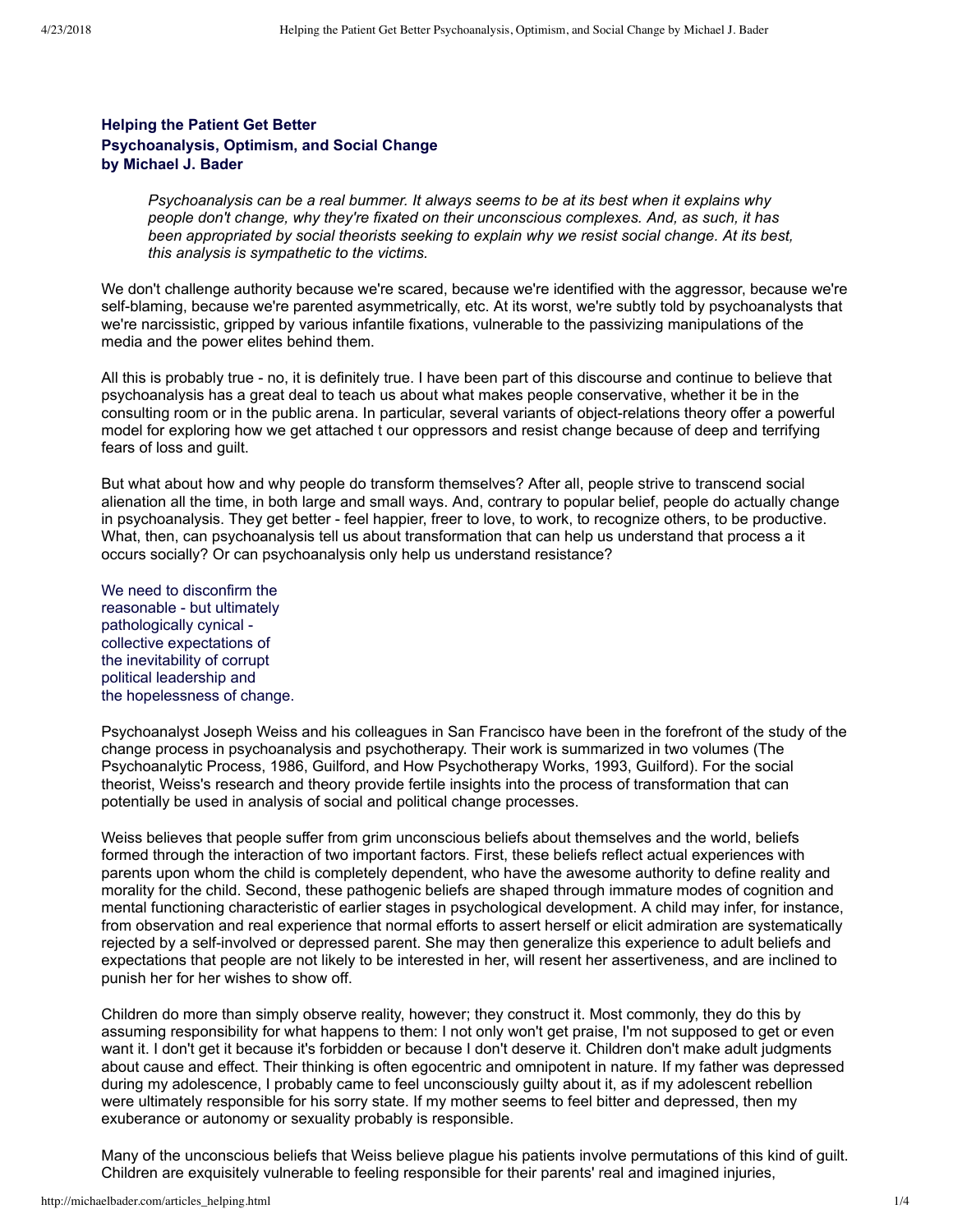**Helping the Patient Get Better**
**Psychoanalysis, Optimism, and Social Change**
**by Michael J. Bader**

> *Psychoanalysis can be a real bummer. It always seems to be at its best when it explains why people don't change, why they're fixated on their unconscious complexes. And, as such, it has been appropriated by social theorists seeking to explain why we resist social change. At its best, this analysis is sympathetic to the victims.*

We don't challenge authority because we're scared, because we're identified with the aggressor, because we're self-blaming, because we're parented asymmetrically, etc. At its worst, we're subtly told by psychoanalysts that we're narcissistic, gripped by various infantile fixations, vulnerable to the passivizing manipulations of the media and the power elites behind them.

All this is probably true - no, it is definitely true. I have been part of this discourse and continue to believe that psychoanalysis has a great deal to teach us about what makes people conservative, whether it be in the consulting room or in the public arena. In particular, several variants of object-relations theory offer a powerful model for exploring how we get attached t our oppressors and resist change because of deep and terrifying fears of loss and guilt.

But what about how and why people do transform themselves? After all, people strive to transcend social alienation all the time, in both large and small ways. And, contrary to popular belief, people do actually change in psychoanalysis. They get better - feel happier, freer to love, to work, to recognize others, to be productive. What, then, can psychoanalysis tell us about transformation that can help us understand that process a it occurs socially? Or can psychoanalysis only help us understand resistance?

We need to disconfirm the reasonable - but ultimately pathologically cynical - collective expectations of the inevitability of corrupt political leadership and the hopelessness of change.

Psychoanalyst Joseph Weiss and his colleagues in San Francisco have been in the forefront of the study of the change process in psychoanalysis and psychotherapy. Their work is summarized in two volumes (The Psychoanalytic Process, 1986, Guilford, and How Psychotherapy Works, 1993, Guilford). For the social theorist, Weiss's research and theory provide fertile insights into the process of transformation that can potentially be used in analysis of social and political change processes.

Weiss believes that people suffer from grim unconscious beliefs about themselves and the world, beliefs formed through the interaction of two important factors. First, these beliefs reflect actual experiences with parents upon whom the child is completely dependent, who have the awesome authority to define reality and morality for the child. Second, these pathogenic beliefs are shaped through immature modes of cognition and mental functioning characteristic of earlier stages in psychological development. A child may infer, for instance, from observation and real experience that normal efforts to assert herself or elicit admiration are systematically rejected by a self-involved or depressed parent. She may then generalize this experience to adult beliefs and expectations that people are not likely to be interested in her, will resent her assertiveness, and are inclined to punish her for her wishes to show off.

Children do more than simply observe reality, however; they construct it. Most commonly, they do this by assuming responsibility for what happens to them: I not only won't get praise, I'm not supposed to get or even want it. I don't get it because it's forbidden or because I don't deserve it. Children don't make adult judgments about cause and effect. Their thinking is often egocentric and omnipotent in nature. If my father was depressed during my adolescence, I probably came to feel unconsciously guilty about it, as if my adolescent rebellion were ultimately responsible for his sorry state. If my mother seems to feel bitter and depressed, then my exuberance or autonomy or sexuality probably is responsible.

Many of the unconscious beliefs that Weiss believe plague his patients involve permutations of this kind of guilt. Children are exquisitely vulnerable to feeling responsible for their parents' real and imagined injuries,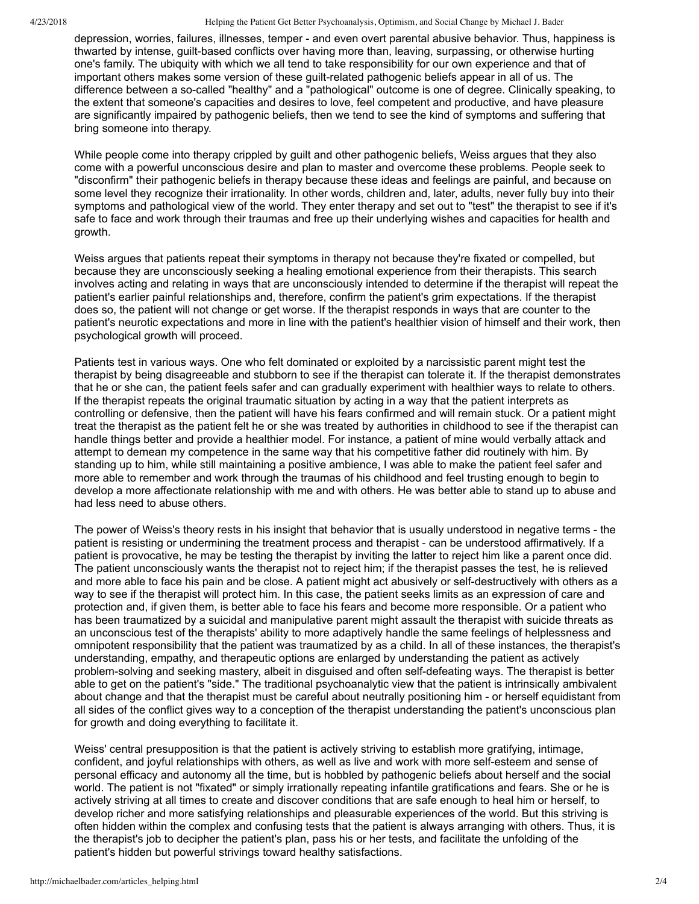depression, worries, failures, illnesses, temper - and even overt parental abusive behavior. Thus, happiness is thwarted by intense, guilt-based conflicts over having more than, leaving, surpassing, or otherwise hurting one's family. The ubiquity with which we all tend to take responsibility for our own experience and that of important others makes some version of these guilt-related pathogenic beliefs appear in all of us. The difference between a so-called "healthy" and a "pathological" outcome is one of degree. Clinically speaking, to the extent that someone's capacities and desires to love, feel competent and productive, and have pleasure are significantly impaired by pathogenic beliefs, then we tend to see the kind of symptoms and suffering that bring someone into therapy.

While people come into therapy crippled by guilt and other pathogenic beliefs, Weiss argues that they also come with a powerful unconscious desire and plan to master and overcome these problems. People seek to "disconfirm" their pathogenic beliefs in therapy because these ideas and feelings are painful, and because on some level they recognize their irrationality. In other words, children and, later, adults, never fully buy into their symptoms and pathological view of the world. They enter therapy and set out to "test" the therapist to see if it's safe to face and work through their traumas and free up their underlying wishes and capacities for health and growth.

Weiss argues that patients repeat their symptoms in therapy not because they're fixated or compelled, but because they are unconsciously seeking a healing emotional experience from their therapists. This search involves acting and relating in ways that are unconsciously intended to determine if the therapist will repeat the patient's earlier painful relationships and, therefore, confirm the patient's grim expectations. If the therapist does so, the patient will not change or get worse. If the therapist responds in ways that are counter to the patient's neurotic expectations and more in line with the patient's healthier vision of himself and their work, then psychological growth will proceed.

Patients test in various ways. One who felt dominated or exploited by a narcissistic parent might test the therapist by being disagreeable and stubborn to see if the therapist can tolerate it. If the therapist demonstrates that he or she can, the patient feels safer and can gradually experiment with healthier ways to relate to others. If the therapist repeats the original traumatic situation by acting in a way that the patient interprets as controlling or defensive, then the patient will have his fears confirmed and will remain stuck. Or a patient might treat the therapist as the patient felt he or she was treated by authorities in childhood to see if the therapist can handle things better and provide a healthier model. For instance, a patient of mine would verbally attack and attempt to demean my competence in the same way that his competitive father did routinely with him. By standing up to him, while still maintaining a positive ambience, I was able to make the patient feel safer and more able to remember and work through the traumas of his childhood and feel trusting enough to begin to develop a more affectionate relationship with me and with others. He was better able to stand up to abuse and had less need to abuse others.

The power of Weiss's theory rests in his insight that behavior that is usually understood in negative terms - the patient is resisting or undermining the treatment process and therapist - can be understood affirmatively. If a patient is provocative, he may be testing the therapist by inviting the latter to reject him like a parent once did. The patient unconsciously wants the therapist not to reject him; if the therapist passes the test, he is relieved and more able to face his pain and be close. A patient might act abusively or self-destructively with others as a way to see if the therapist will protect him. In this case, the patient seeks limits as an expression of care and protection and, if given them, is better able to face his fears and become more responsible. Or a patient who has been traumatized by a suicidal and manipulative parent might assault the therapist with suicide threats as an unconscious test of the therapists' ability to more adaptively handle the same feelings of helplessness and omnipotent responsibility that the patient was traumatized by as a child. In all of these instances, the therapist's understanding, empathy, and therapeutic options are enlarged by understanding the patient as actively problem-solving and seeking mastery, albeit in disguised and often self-defeating ways. The therapist is better able to get on the patient's "side." The traditional psychoanalytic view that the patient is intrinsically ambivalent about change and that the therapist must be careful about neutrally positioning him - or herself equidistant from all sides of the conflict gives way to a conception of the therapist understanding the patient's unconscious plan for growth and doing everything to facilitate it.

Weiss' central presupposition is that the patient is actively striving to establish more gratifying, intimage, confident, and joyful relationships with others, as well as live and work with more self-esteem and sense of personal efficacy and autonomy all the time, but is hobbled by pathogenic beliefs about herself and the social world. The patient is not "fixated" or simply irrationally repeating infantile gratifications and fears. She or he is actively striving at all times to create and discover conditions that are safe enough to heal him or herself, to develop richer and more satisfying relationships and pleasurable experiences of the world. But this striving is often hidden within the complex and confusing tests that the patient is always arranging with others. Thus, it is the therapist's job to decipher the patient's plan, pass his or her tests, and facilitate the unfolding of the patient's hidden but powerful strivings toward healthy satisfactions.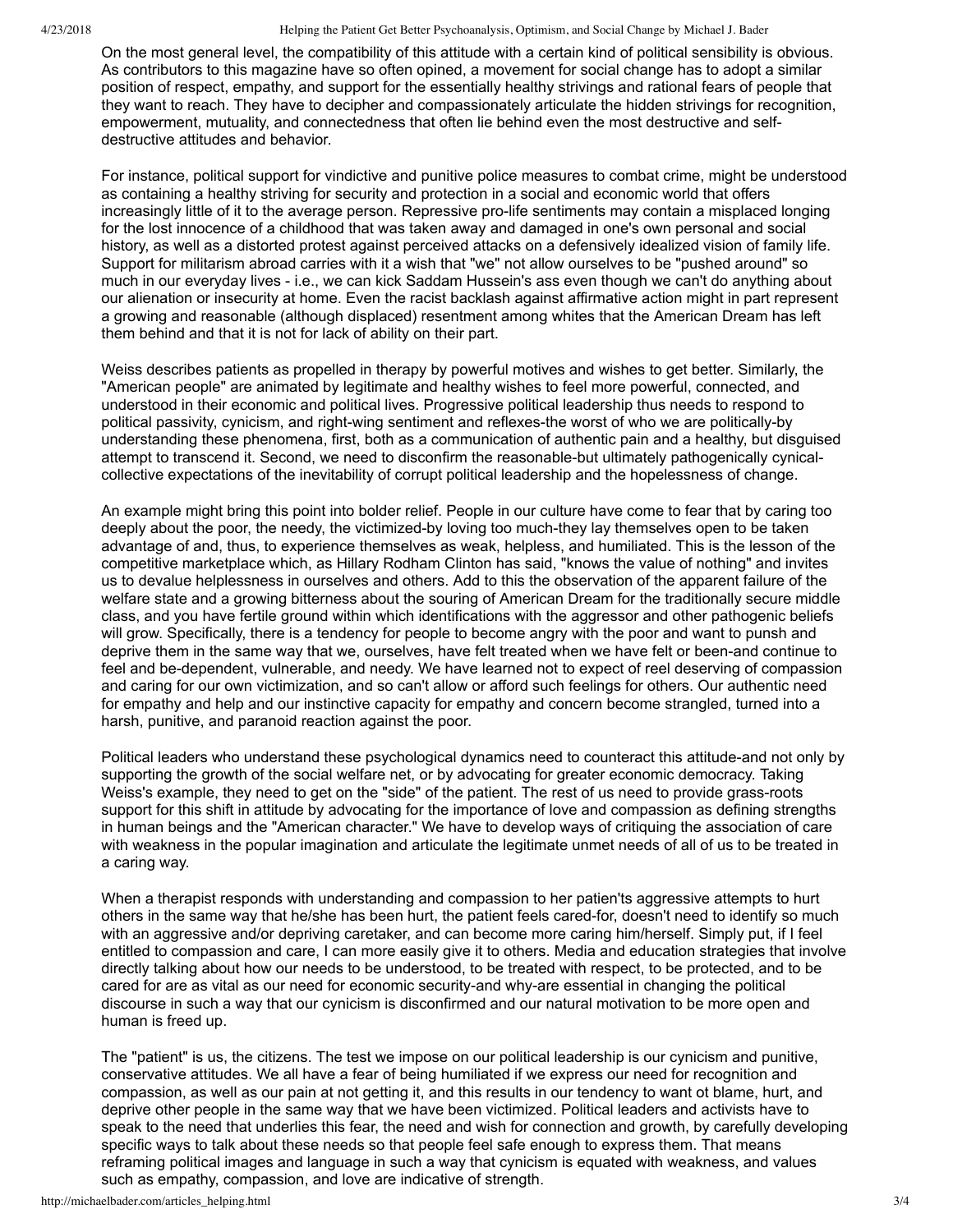On the most general level, the compatibility of this attitude with a certain kind of political sensibility is obvious. As contributors to this magazine have so often opined, a movement for social change has to adopt a similar position of respect, empathy, and support for the essentially healthy strivings and rational fears of people that they want to reach. They have to decipher and compassionately articulate the hidden strivings for recognition, empowerment, mutuality, and connectedness that often lie behind even the most destructive and self-destructive attitudes and behavior.

For instance, political support for vindictive and punitive police measures to combat crime, might be understood as containing a healthy striving for security and protection in a social and economic world that offers increasingly little of it to the average person. Repressive pro-life sentiments may contain a misplaced longing for the lost innocence of a childhood that was taken away and damaged in one's own personal and social history, as well as a distorted protest against perceived attacks on a defensively idealized vision of family life. Support for militarism abroad carries with it a wish that "we" not allow ourselves to be "pushed around" so much in our everyday lives - i.e., we can kick Saddam Hussein's ass even though we can't do anything about our alienation or insecurity at home. Even the racist backlash against affirmative action might in part represent a growing and reasonable (although displaced) resentment among whites that the American Dream has left them behind and that it is not for lack of ability on their part.

Weiss describes patients as propelled in therapy by powerful motives and wishes to get better. Similarly, the "American people" are animated by legitimate and healthy wishes to feel more powerful, connected, and understood in their economic and political lives. Progressive political leadership thus needs to respond to political passivity, cynicism, and right-wing sentiment and reflexes-the worst of who we are politically-by understanding these phenomena, first, both as a communication of authentic pain and a healthy, but disguised attempt to transcend it. Second, we need to disconfirm the reasonable-but ultimately pathogenically cynical-collective expectations of the inevitability of corrupt political leadership and the hopelessness of change.

An example might bring this point into bolder relief. People in our culture have come to fear that by caring too deeply about the poor, the needy, the victimized-by loving too much-they lay themselves open to be taken advantage of and, thus, to experience themselves as weak, helpless, and humiliated. This is the lesson of the competitive marketplace which, as Hillary Rodham Clinton has said, "knows the value of nothing" and invites us to devalue helplessness in ourselves and others. Add to this the observation of the apparent failure of the welfare state and a growing bitterness about the souring of American Dream for the traditionally secure middle class, and you have fertile ground within which identifications with the aggressor and other pathogenic beliefs will grow. Specifically, there is a tendency for people to become angry with the poor and want to punsh and deprive them in the same way that we, ourselves, have felt treated when we have felt or been-and continue to feel and be-dependent, vulnerable, and needy. We have learned not to expect of reel deserving of compassion and caring for our own victimization, and so can't allow or afford such feelings for others. Our authentic need for empathy and help and our instinctive capacity for empathy and concern become strangled, turned into a harsh, punitive, and paranoid reaction against the poor.

Political leaders who understand these psychological dynamics need to counteract this attitude-and not only by supporting the growth of the social welfare net, or by advocating for greater economic democracy. Taking Weiss's example, they need to get on the "side" of the patient. The rest of us need to provide grass-roots support for this shift in attitude by advocating for the importance of love and compassion as defining strengths in human beings and the "American character." We have to develop ways of critiquing the association of care with weakness in the popular imagination and articulate the legitimate unmet needs of all of us to be treated in a caring way.

When a therapist responds with understanding and compassion to her patien'ts aggressive attempts to hurt others in the same way that he/she has been hurt, the patient feels cared-for, doesn't need to identify so much with an aggressive and/or depriving caretaker, and can become more caring him/herself. Simply put, if I feel entitled to compassion and care, I can more easily give it to others. Media and education strategies that involve directly talking about how our needs to be understood, to be treated with respect, to be protected, and to be cared for are as vital as our need for economic security-and why-are essential in changing the political discourse in such a way that our cynicism is disconfirmed and our natural motivation to be more open and human is freed up.

The "patient" is us, the citizens. The test we impose on our political leadership is our cynicism and punitive, conservative attitudes. We all have a fear of being humiliated if we express our need for recognition and compassion, as well as our pain at not getting it, and this results in our tendency to want ot blame, hurt, and deprive other people in the same way that we have been victimized. Political leaders and activists have to speak to the need that underlies this fear, the need and wish for connection and growth, by carefully developing specific ways to talk about these needs so that people feel safe enough to express them. That means reframing political images and language in such a way that cynicism is equated with weakness, and values such as empathy, compassion, and love are indicative of strength.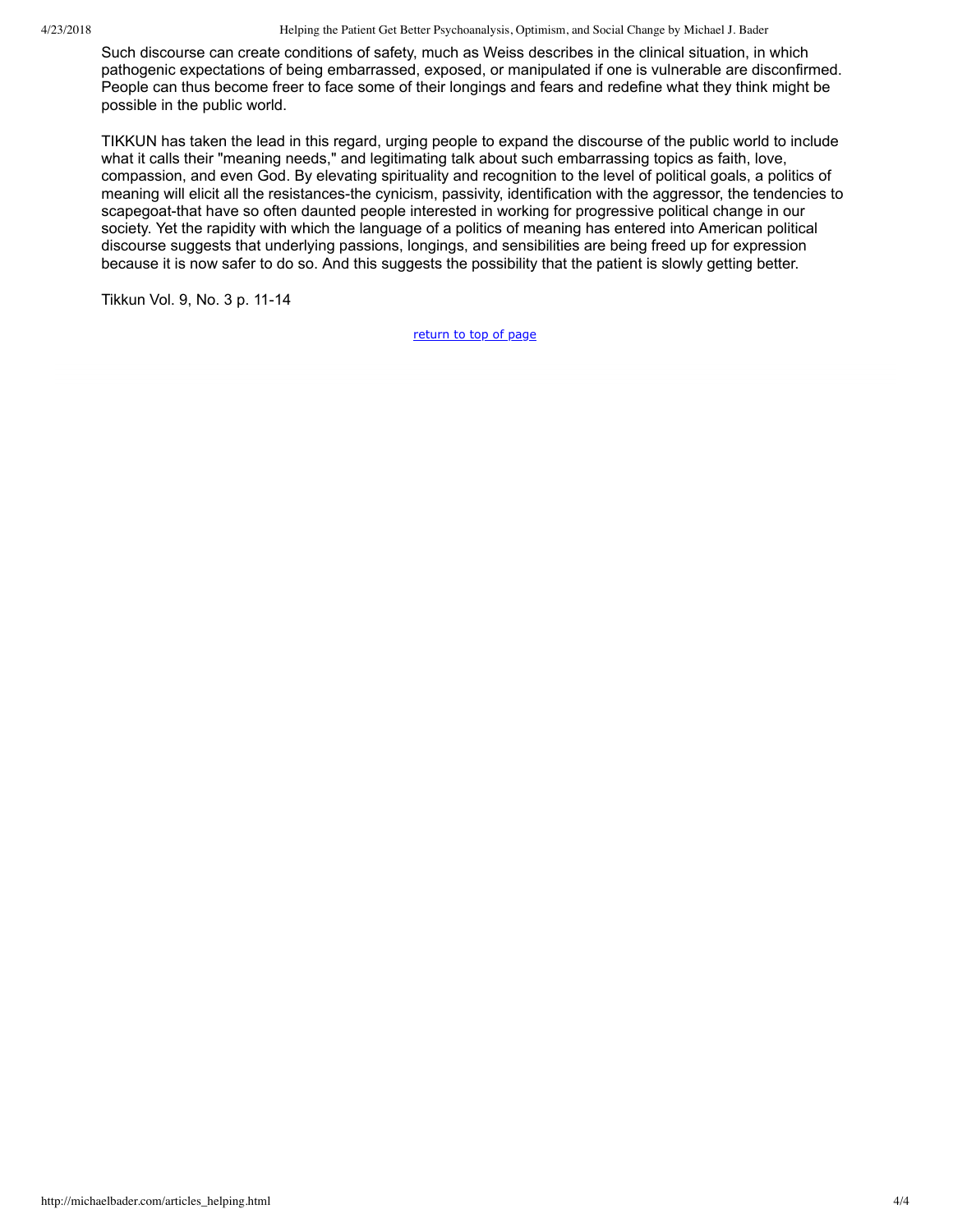Such discourse can create conditions of safety, much as Weiss describes in the clinical situation, in which pathogenic expectations of being embarrassed, exposed, or manipulated if one is vulnerable are disconfirmed. People can thus become freer to face some of their longings and fears and redefine what they think might be possible in the public world.

TIKKUN has taken the lead in this regard, urging people to expand the discourse of the public world to include what it calls their "meaning needs," and legitimating talk about such embarrassing topics as faith, love, compassion, and even God. By elevating spirituality and recognition to the level of political goals, a politics of meaning will elicit all the resistances-the cynicism, passivity, identification with the aggressor, the tendencies to scapegoat-that have so often daunted people interested in working for progressive political change in our society. Yet the rapidity with which the language of a politics of meaning has entered into American political discourse suggests that underlying passions, longings, and sensibilities are being freed up for expression because it is now safer to do so. And this suggests the possibility that the patient is slowly getting better.

Tikkun Vol. 9, No. 3 p. 11-14

return to top of page